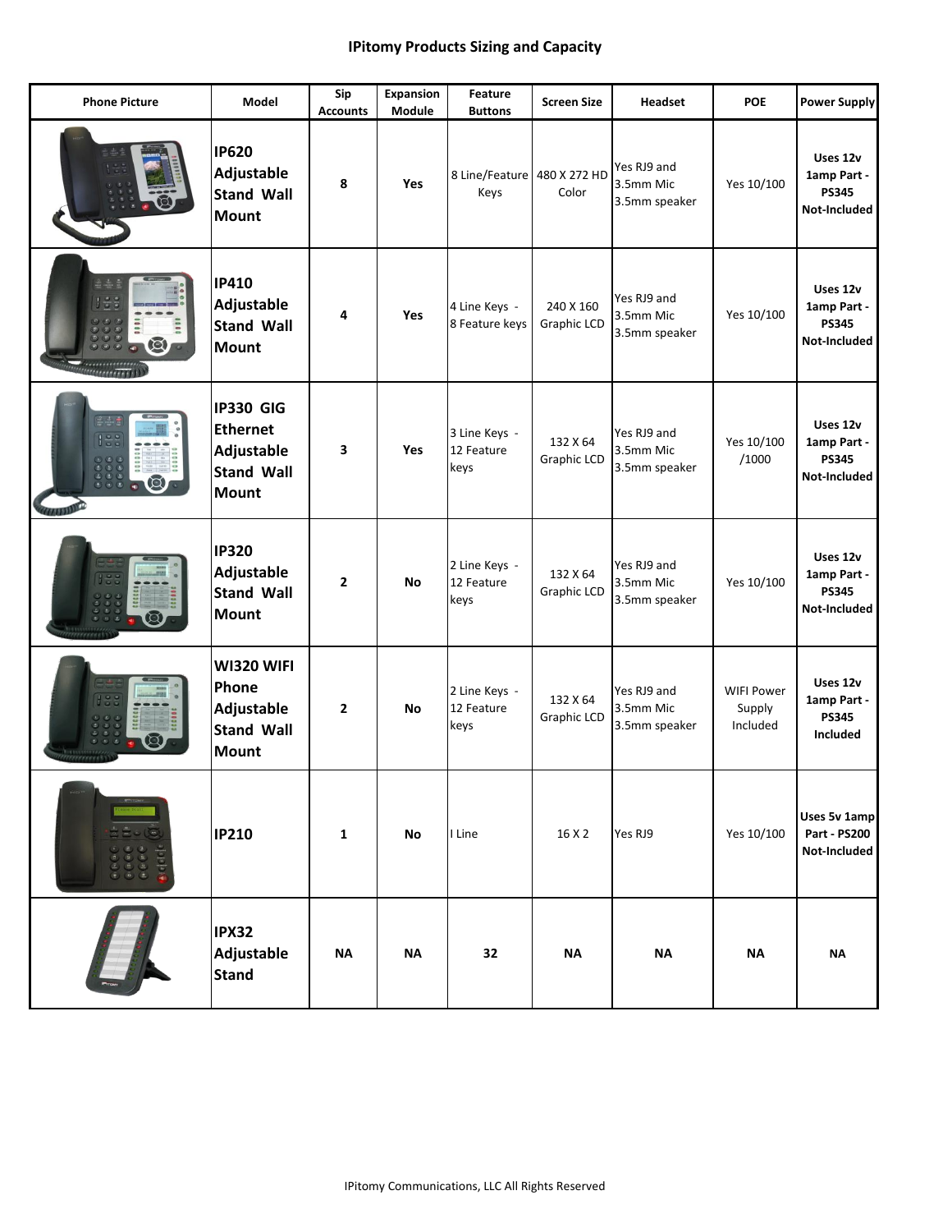# IPitomy Products Sizing and Capacity

| Phone Picture | Model | Sip Accounts | Expansion Module | Feature Buttons | Screen Size | Headset | POE | Power Supply |
|---|---|---|---|---|---|---|---|---|
| | **IP620 Adjustable Stand Wall Mount** | **8** | **Yes** | 8 Line/Feature Keys | 480 X 272 HD Color | Yes RJ9 and 3.5mm Mic 3.5mm speaker | Yes 10/100 | **Uses 12v 1amp Part - PS345 Not-Included** |
| | **IP410 Adjustable Stand Wall Mount** | **4** | **Yes** | 4 Line Keys - 8 Feature keys | 240 X 160 Graphic LCD | Yes RJ9 and 3.5mm Mic 3.5mm speaker | Yes 10/100 | **Uses 12v 1amp Part - PS345 Not-Included** |
| | **IP330 GIG Ethernet Adjustable Stand Wall Mount** | **3** | **Yes** | 3 Line Keys - 12 Feature keys | 132 X 64 Graphic LCD | Yes RJ9 and 3.5mm Mic 3.5mm speaker | Yes 10/100 /1000 | **Uses 12v 1amp Part - PS345 Not-Included** |
| | **IP320 Adjustable Stand Wall Mount** | **2** | **No** | 2 Line Keys - 12 Feature keys | 132 X 64 Graphic LCD | Yes RJ9 and 3.5mm Mic 3.5mm speaker | Yes 10/100 | **Uses 12v 1amp Part - PS345 Not-Included** |
| | **WI320 WIFI Phone Adjustable Stand Wall Mount** | **2** | **No** | 2 Line Keys - 12 Feature keys | 132 X 64 Graphic LCD | Yes RJ9 and 3.5mm Mic 3.5mm speaker | WIFI Power Supply Included | **Uses 12v 1amp Part - PS345 Included** |
| | **IP210** | **1** | **No** | I Line | 16 X 2 | Yes RJ9 | Yes 10/100 | **Uses 5v 1amp Part - PS200 Not-Included** |
| | **IPX32 Adjustable Stand** | **NA** | **NA** | **32** | **NA** | **NA** | **NA** | **NA** |

IPitomy Communications, LLC All Rights Reserved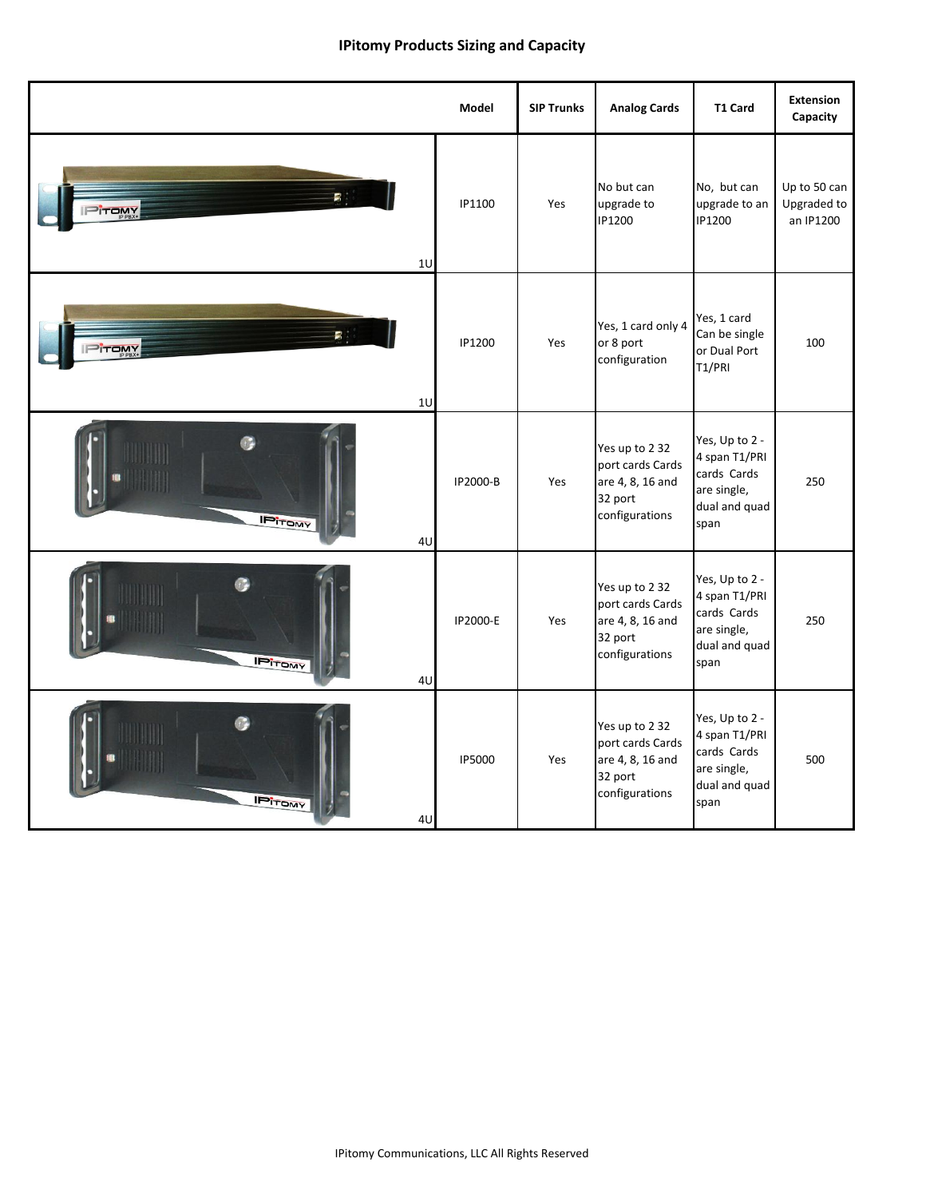## IPitomy Products Sizing and Capacity

| | Model | SIP Trunks | Analog Cards | T1 Card | Extension Capacity |
|---|---|---|---|---|---|
| 1U | IP1100 | Yes | No but can upgrade to IP1200 | No, but can upgrade to an IP1200 | Up to 50 can Upgraded to an IP1200 |
| 1U | IP1200 | Yes | Yes, 1 card only 4 or 8 port configuration | Yes, 1 card Can be single or Dual Port T1/PRI | 100 |
| 4U | IP2000-B | Yes | Yes up to 2 32 port cards Cards are 4, 8, 16 and 32 port configurations | Yes, Up to 2 - 4 span T1/PRI cards Cards are single, dual and quad span | 250 |
| 4U | IP2000-E | Yes | Yes up to 2 32 port cards Cards are 4, 8, 16 and 32 port configurations | Yes, Up to 2 - 4 span T1/PRI cards Cards are single, dual and quad span | 250 |
| 4U | IP5000 | Yes | Yes up to 2 32 port cards Cards are 4, 8, 16 and 32 port configurations | Yes, Up to 2 - 4 span T1/PRI cards Cards are single, dual and quad span | 500 |

IPitomy Communications, LLC All Rights Reserved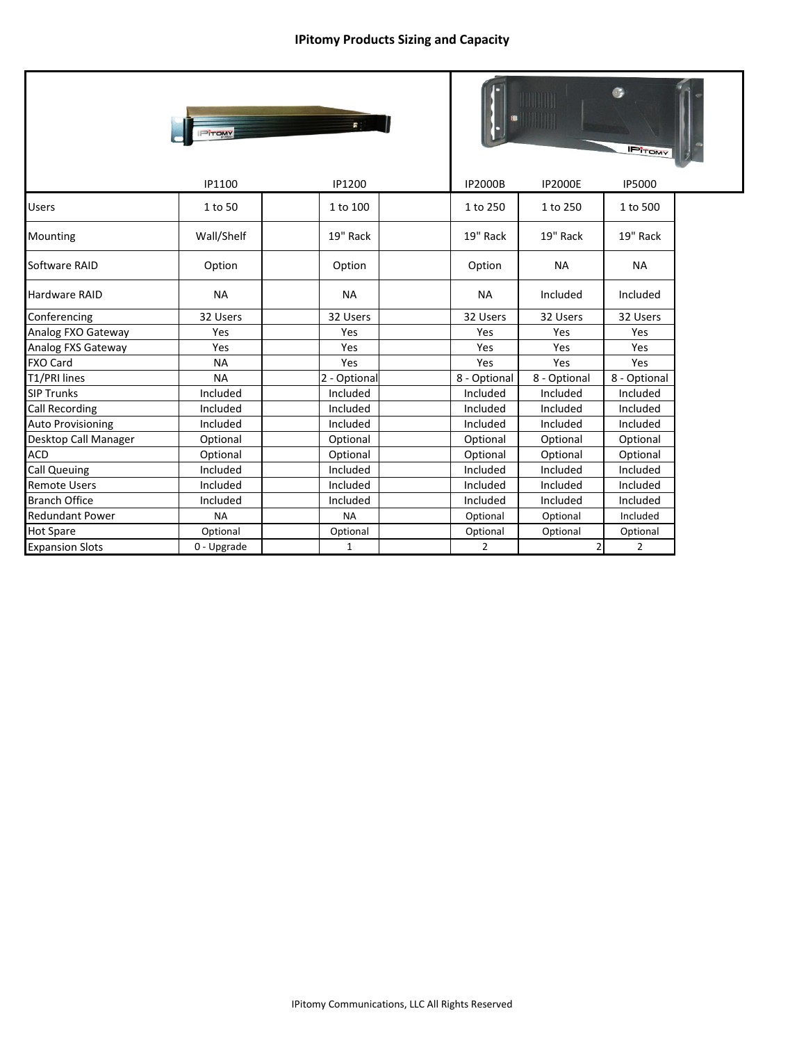# IPitomy Products Sizing and Capacity

| | IP1100 | IP1200 | IP2000B | IP2000E | IP5000 |
|---|---|---|---|---|---|
| Users | 1 to 50 | 1 to 100 | 1 to 250 | 1 to 250 | 1 to 500 |
| Mounting | Wall/Shelf | 19" Rack | 19" Rack | 19" Rack | 19" Rack |
| Software RAID | Option | Option | Option | NA | NA |
| Hardware RAID | NA | NA | NA | Included | Included |
| Conferencing | 32 Users | 32 Users | 32 Users | 32 Users | 32 Users |
| Analog FXO Gateway | Yes | Yes | Yes | Yes | Yes |
| Analog FXS Gateway | Yes | Yes | Yes | Yes | Yes |
| FXO Card | NA | Yes | Yes | Yes | Yes |
| T1/PRI lines | NA | 2 - Optional | 8 - Optional | 8 - Optional | 8 - Optional |
| SIP Trunks | Included | Included | Included | Included | Included |
| Call Recording | Included | Included | Included | Included | Included |
| Auto Provisioning | Included | Included | Included | Included | Included |
| Desktop Call Manager | Optional | Optional | Optional | Optional | Optional |
| ACD | Optional | Optional | Optional | Optional | Optional |
| Call Queuing | Included | Included | Included | Included | Included |
| Remote Users | Included | Included | Included | Included | Included |
| Branch Office | Included | Included | Included | Included | Included |
| Redundant Power | NA | NA | Optional | Optional | Included |
| Hot Spare | Optional | Optional | Optional | Optional | Optional |
| Expansion Slots | 0 - Upgrade | 1 | 2 | 2 | 2 |

IPitomy Communications, LLC All Rights Reserved